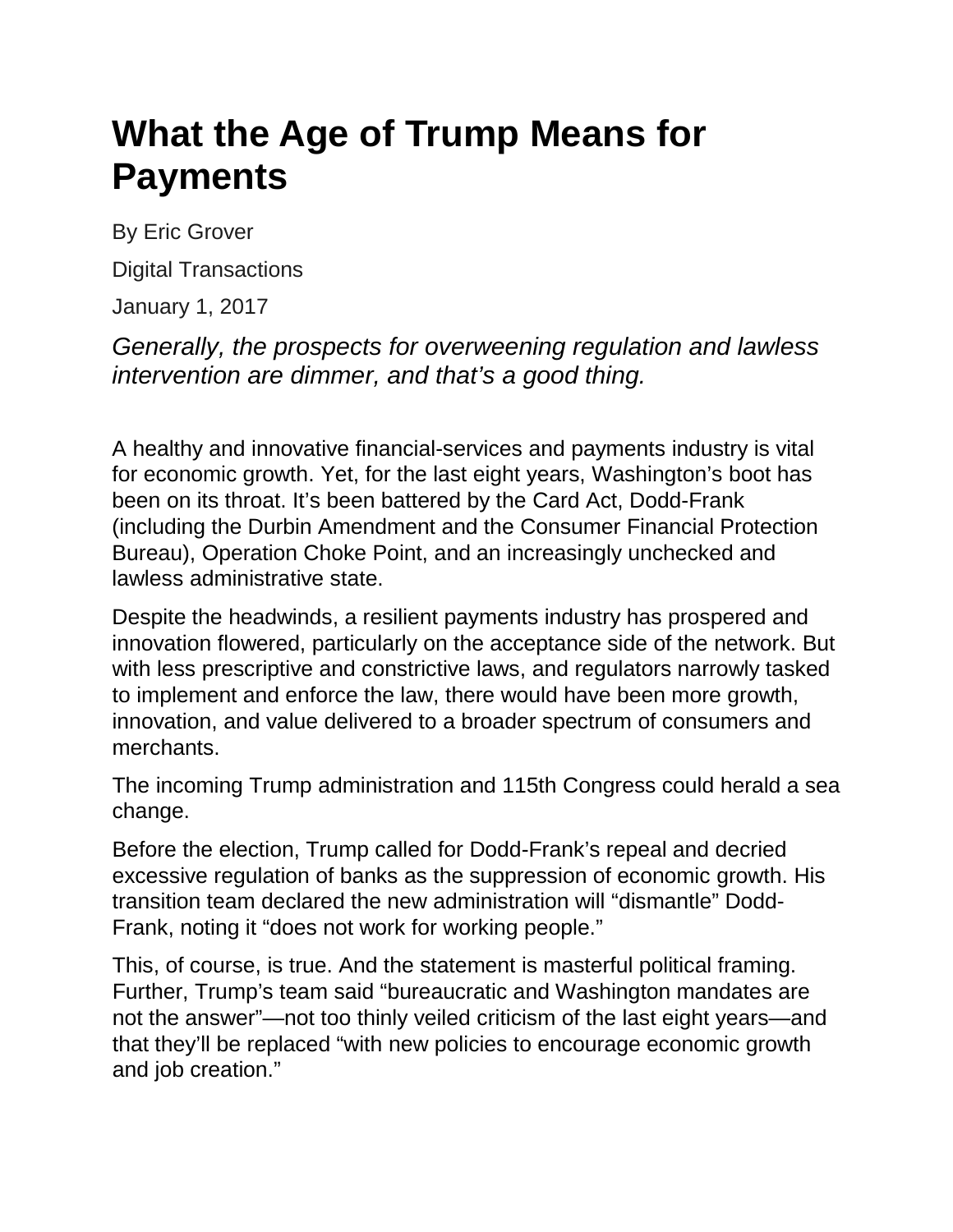# What the Age of Trump Means for Payments

By Eric Grover

Digital Transactions

January 1, 2017

*Generally, the prospects for overweening regulation and lawless intervention are dimmer, and that's a good thing.*

A healthy and innovative financial-services and payments industry is vital for economic growth. Yet, for the last eight years, Washington's boot has been on its throat. It's been battered by the Card Act, Dodd-Frank (including the Durbin Amendment and the Consumer Financial Protection Bureau), Operation Choke Point, and an increasingly unchecked and lawless administrative state.

Despite the headwinds, a resilient payments industry has prospered and innovation flowered, particularly on the acceptance side of the network. But with less prescriptive and constrictive laws, and regulators narrowly tasked to implement and enforce the law, there would have been more growth, innovation, and value delivered to a broader spectrum of consumers and merchants.

The incoming Trump administration and 115th Congress could herald a sea change.

Before the election, Trump called for Dodd-Frank's repeal and decried excessive regulation of banks as the suppression of economic growth. His transition team declared the new administration will "dismantle" Dodd-Frank, noting it "does not work for working people."

This, of course, is true. And the statement is masterful political framing. Further, Trump's team said "bureaucratic and Washington mandates are not the answer"—not too thinly veiled criticism of the last eight years—and that they'll be replaced "with new policies to encourage economic growth and job creation."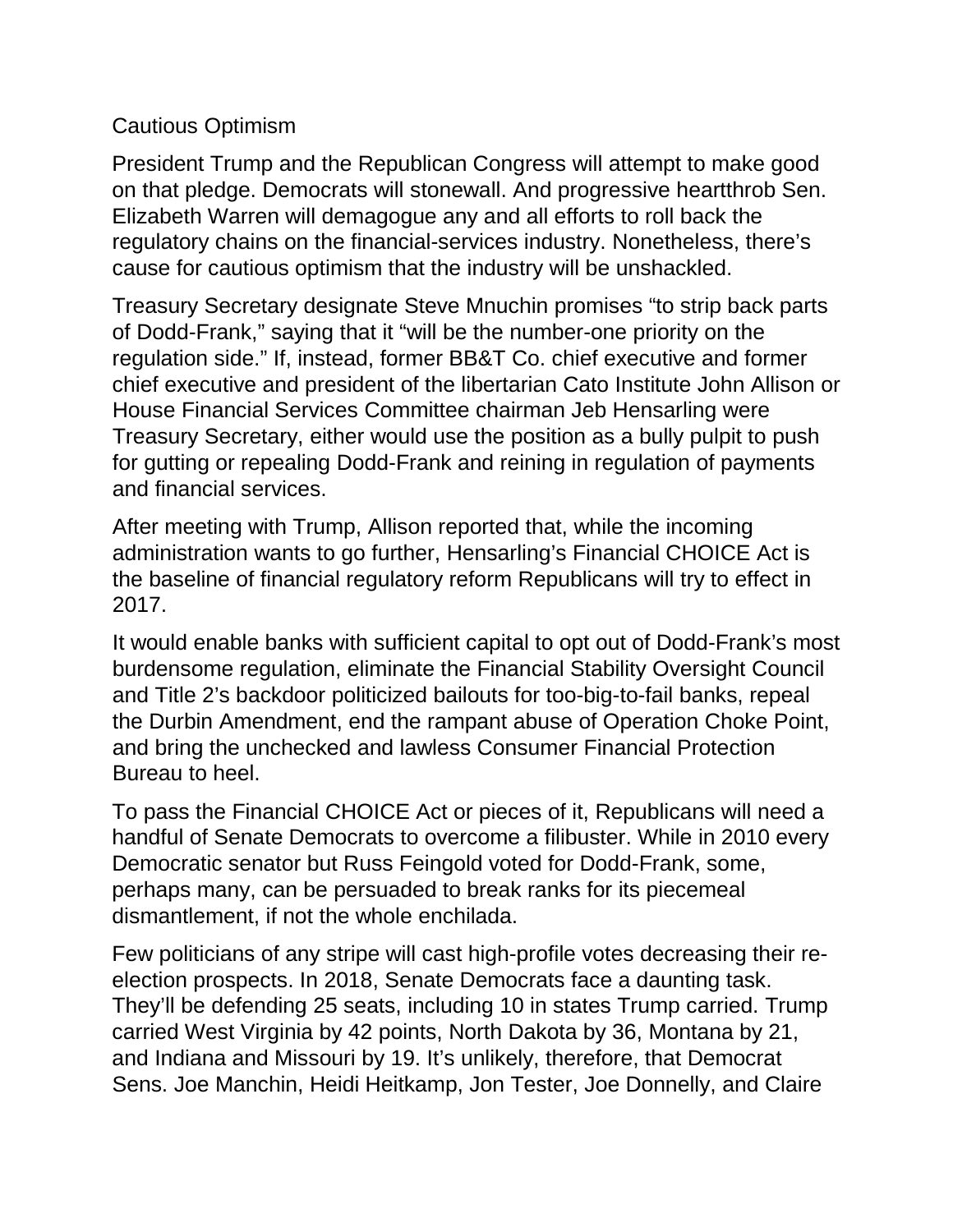## Cautious Optimism

President Trump and the Republican Congress will attempt to make good on that pledge. Democrats will stonewall. And progressive heartthrob Sen. Elizabeth Warren will demagogue any and all efforts to roll back the regulatory chains on the financial-services industry. Nonetheless, there's cause for cautious optimism that the industry will be unshackled.

Treasury Secretary designate Steve Mnuchin promises "to strip back parts of Dodd-Frank," saying that it "will be the number-one priority on the regulation side." If, instead, former BB&T Co. chief executive and former chief executive and president of the libertarian Cato Institute John Allison or House Financial Services Committee chairman Jeb Hensarling were Treasury Secretary, either would use the position as a bully pulpit to push for gutting or repealing Dodd-Frank and reining in regulation of payments and financial services.

After meeting with Trump, Allison reported that, while the incoming administration wants to go further, Hensarling's Financial CHOICE Act is the baseline of financial regulatory reform Republicans will try to effect in 2017.

It would enable banks with sufficient capital to opt out of Dodd-Frank's most burdensome regulation, eliminate the Financial Stability Oversight Council and Title 2's backdoor politicized bailouts for too-big-to-fail banks, repeal the Durbin Amendment, end the rampant abuse of Operation Choke Point, and bring the unchecked and lawless Consumer Financial Protection Bureau to heel.

To pass the Financial CHOICE Act or pieces of it, Republicans will need a handful of Senate Democrats to overcome a filibuster. While in 2010 every Democratic senator but Russ Feingold voted for Dodd-Frank, some, perhaps many, can be persuaded to break ranks for its piecemeal dismantlement, if not the whole enchilada.

Few politicians of any stripe will cast high-profile votes decreasing their re-election prospects. In 2018, Senate Democrats face a daunting task. They'll be defending 25 seats, including 10 in states Trump carried. Trump carried West Virginia by 42 points, North Dakota by 36, Montana by 21, and Indiana and Missouri by 19. It's unlikely, therefore, that Democrat Sens. Joe Manchin, Heidi Heitkamp, Jon Tester, Joe Donnelly, and Claire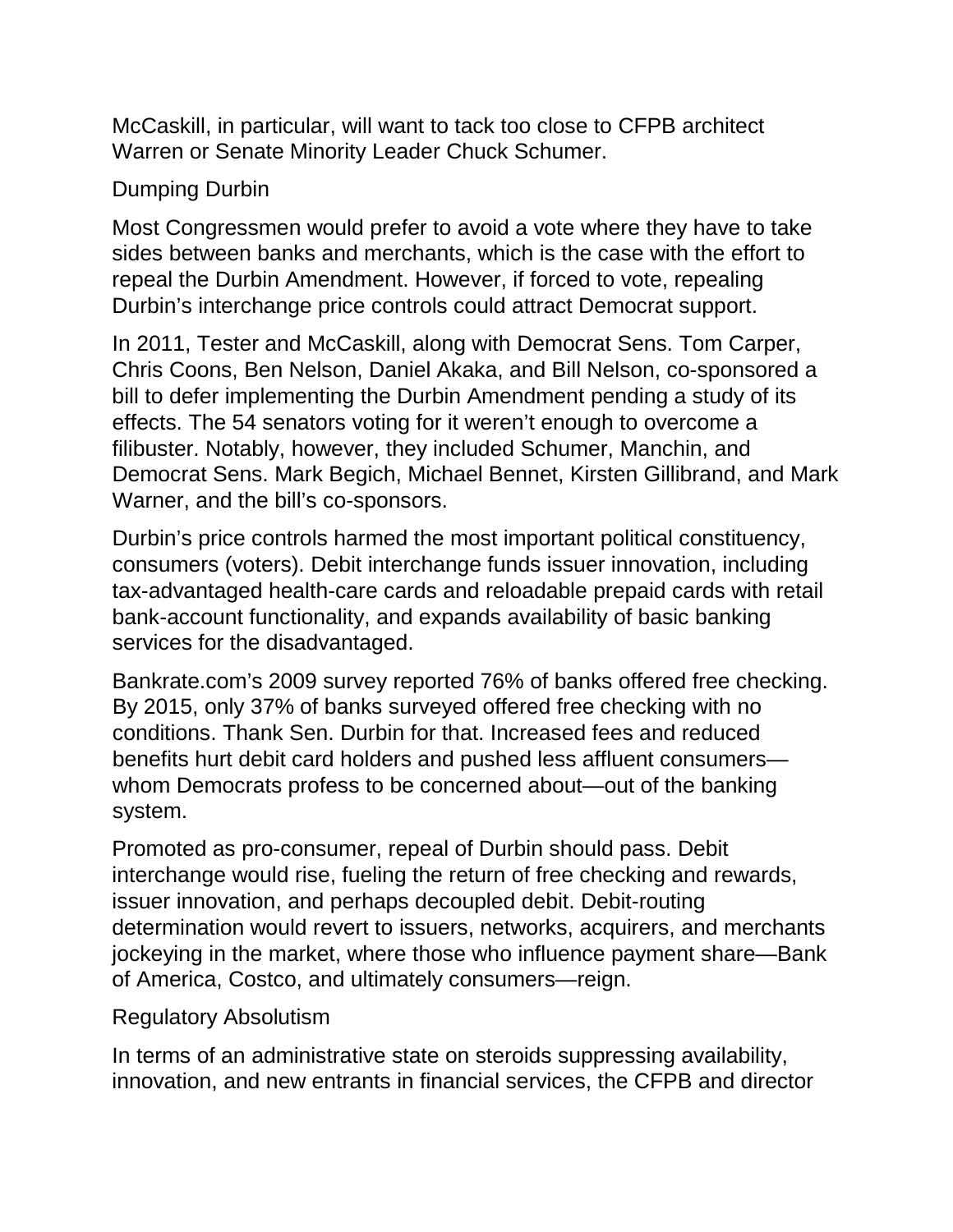McCaskill, in particular, will want to tack too close to CFPB architect Warren or Senate Minority Leader Chuck Schumer.

## Dumping Durbin

Most Congressmen would prefer to avoid a vote where they have to take sides between banks and merchants, which is the case with the effort to repeal the Durbin Amendment. However, if forced to vote, repealing Durbin's interchange price controls could attract Democrat support.

In 2011, Tester and McCaskill, along with Democrat Sens. Tom Carper, Chris Coons, Ben Nelson, Daniel Akaka, and Bill Nelson, co-sponsored a bill to defer implementing the Durbin Amendment pending a study of its effects. The 54 senators voting for it weren't enough to overcome a filibuster. Notably, however, they included Schumer, Manchin, and Democrat Sens. Mark Begich, Michael Bennet, Kirsten Gillibrand, and Mark Warner, and the bill's co-sponsors.

Durbin's price controls harmed the most important political constituency, consumers (voters). Debit interchange funds issuer innovation, including tax-advantaged health-care cards and reloadable prepaid cards with retail bank-account functionality, and expands availability of basic banking services for the disadvantaged.

Bankrate.com's 2009 survey reported 76% of banks offered free checking. By 2015, only 37% of banks surveyed offered free checking with no conditions. Thank Sen. Durbin for that. Increased fees and reduced benefits hurt debit card holders and pushed less affluent consumers—whom Democrats profess to be concerned about—out of the banking system.

Promoted as pro-consumer, repeal of Durbin should pass. Debit interchange would rise, fueling the return of free checking and rewards, issuer innovation, and perhaps decoupled debit. Debit-routing determination would revert to issuers, networks, acquirers, and merchants jockeying in the market, where those who influence payment share—Bank of America, Costco, and ultimately consumers—reign.

## Regulatory Absolutism

In terms of an administrative state on steroids suppressing availability, innovation, and new entrants in financial services, the CFPB and director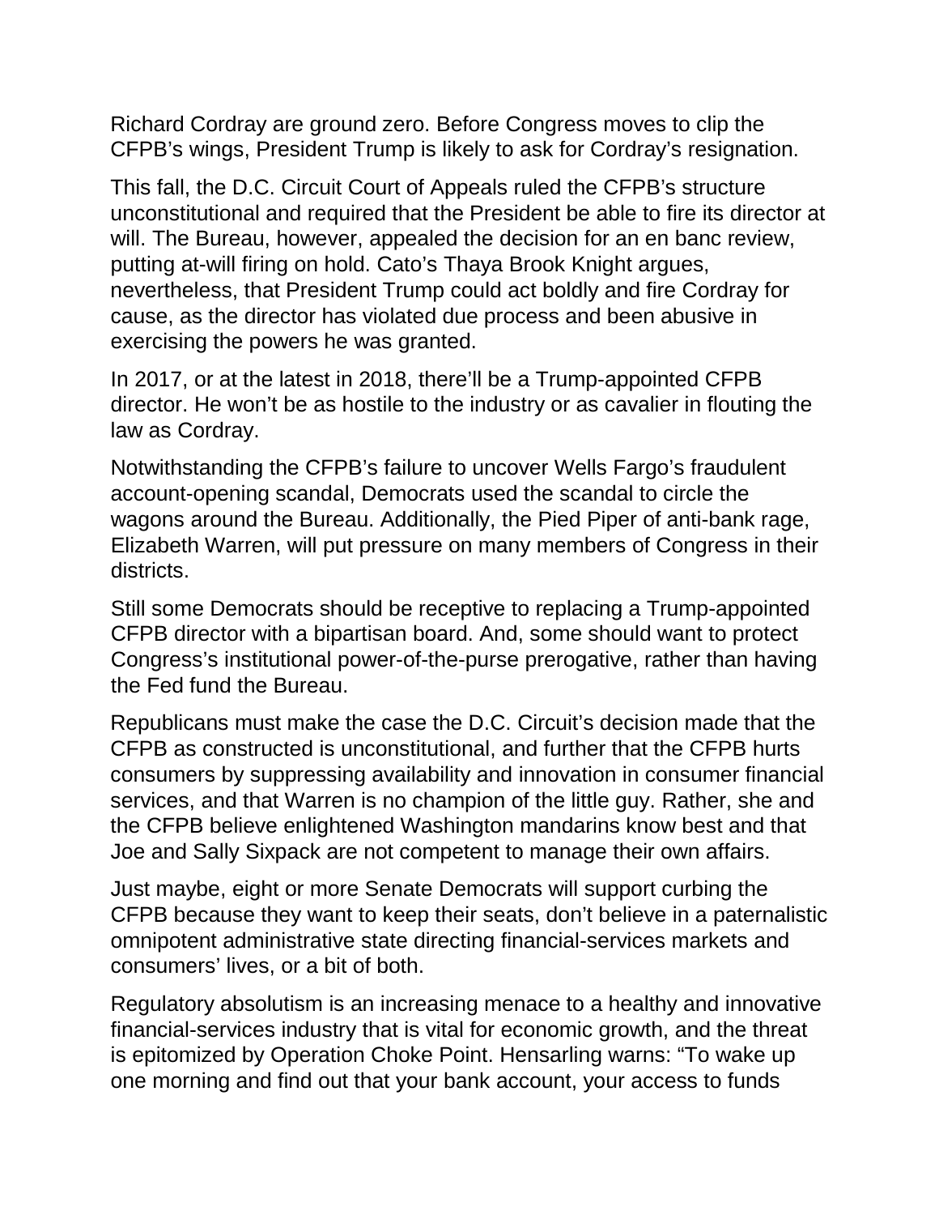Richard Cordray are ground zero. Before Congress moves to clip the CFPB's wings, President Trump is likely to ask for Cordray's resignation.

This fall, the D.C. Circuit Court of Appeals ruled the CFPB's structure unconstitutional and required that the President be able to fire its director at will. The Bureau, however, appealed the decision for an en banc review, putting at-will firing on hold. Cato's Thaya Brook Knight argues, nevertheless, that President Trump could act boldly and fire Cordray for cause, as the director has violated due process and been abusive in exercising the powers he was granted.

In 2017, or at the latest in 2018, there'll be a Trump-appointed CFPB director. He won't be as hostile to the industry or as cavalier in flouting the law as Cordray.

Notwithstanding the CFPB's failure to uncover Wells Fargo's fraudulent account-opening scandal, Democrats used the scandal to circle the wagons around the Bureau. Additionally, the Pied Piper of anti-bank rage, Elizabeth Warren, will put pressure on many members of Congress in their districts.

Still some Democrats should be receptive to replacing a Trump-appointed CFPB director with a bipartisan board. And, some should want to protect Congress's institutional power-of-the-purse prerogative, rather than having the Fed fund the Bureau.

Republicans must make the case the D.C. Circuit's decision made that the CFPB as constructed is unconstitutional, and further that the CFPB hurts consumers by suppressing availability and innovation in consumer financial services, and that Warren is no champion of the little guy. Rather, she and the CFPB believe enlightened Washington mandarins know best and that Joe and Sally Sixpack are not competent to manage their own affairs.

Just maybe, eight or more Senate Democrats will support curbing the CFPB because they want to keep their seats, don't believe in a paternalistic omnipotent administrative state directing financial-services markets and consumers' lives, or a bit of both.

Regulatory absolutism is an increasing menace to a healthy and innovative financial-services industry that is vital for economic growth, and the threat is epitomized by Operation Choke Point. Hensarling warns: "To wake up one morning and find out that your bank account, your access to funds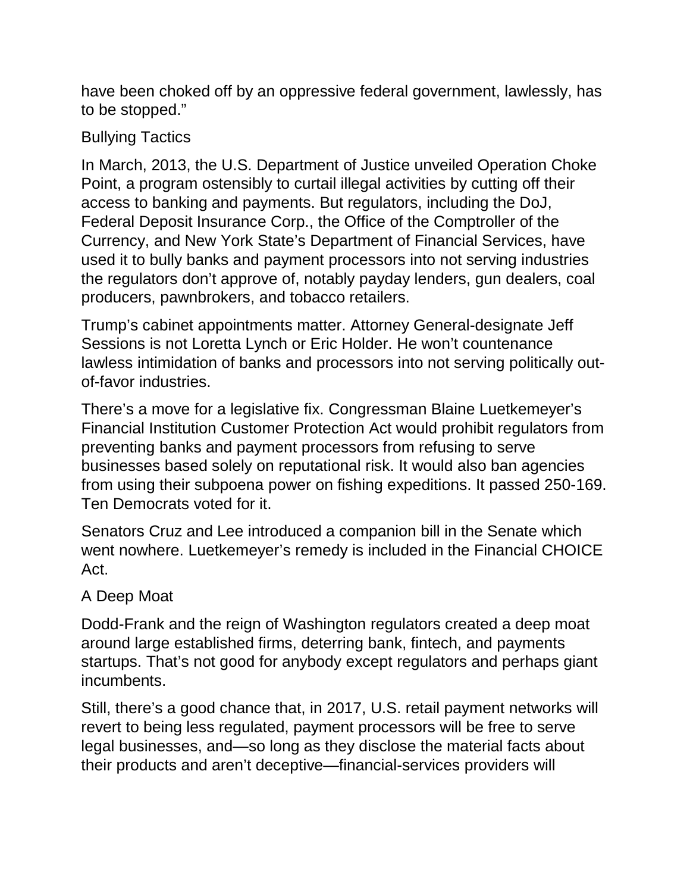have been choked off by an oppressive federal government, lawlessly, has to be stopped."

## Bullying Tactics

In March, 2013, the U.S. Department of Justice unveiled Operation Choke Point, a program ostensibly to curtail illegal activities by cutting off their access to banking and payments. But regulators, including the DoJ, Federal Deposit Insurance Corp., the Office of the Comptroller of the Currency, and New York State's Department of Financial Services, have used it to bully banks and payment processors into not serving industries the regulators don't approve of, notably payday lenders, gun dealers, coal producers, pawnbrokers, and tobacco retailers.

Trump's cabinet appointments matter. Attorney General-designate Jeff Sessions is not Loretta Lynch or Eric Holder. He won't countenance lawless intimidation of banks and processors into not serving politically out-of-favor industries.

There's a move for a legislative fix. Congressman Blaine Luetkemeyer's Financial Institution Customer Protection Act would prohibit regulators from preventing banks and payment processors from refusing to serve businesses based solely on reputational risk. It would also ban agencies from using their subpoena power on fishing expeditions. It passed 250-169. Ten Democrats voted for it.

Senators Cruz and Lee introduced a companion bill in the Senate which went nowhere. Luetkemeyer's remedy is included in the Financial CHOICE Act.

## A Deep Moat

Dodd-Frank and the reign of Washington regulators created a deep moat around large established firms, deterring bank, fintech, and payments startups. That's not good for anybody except regulators and perhaps giant incumbents.

Still, there's a good chance that, in 2017, U.S. retail payment networks will revert to being less regulated, payment processors will be free to serve legal businesses, and—so long as they disclose the material facts about their products and aren't deceptive—financial-services providers will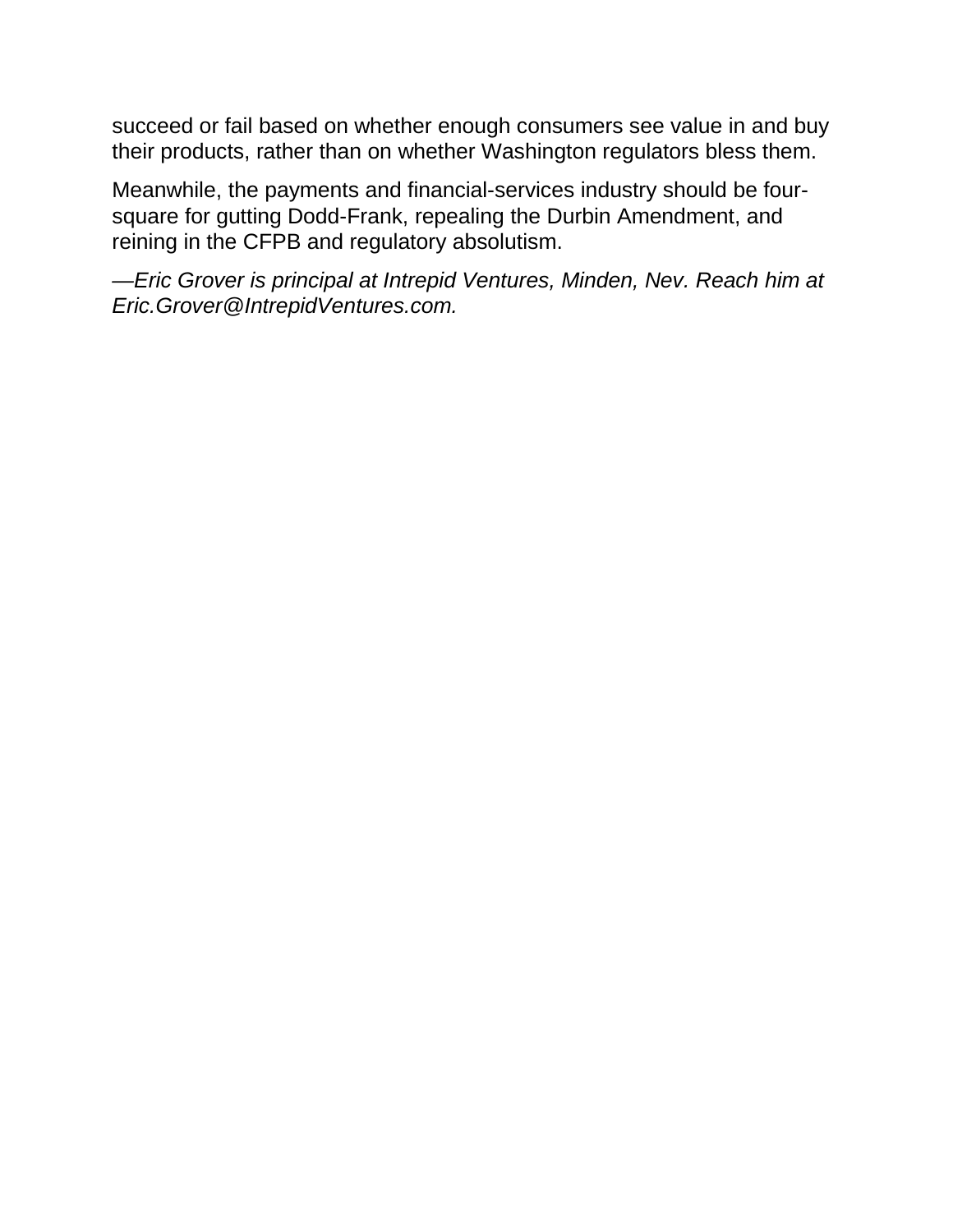succeed or fail based on whether enough consumers see value in and buy their products, rather than on whether Washington regulators bless them.

Meanwhile, the payments and financial-services industry should be four-square for gutting Dodd-Frank, repealing the Durbin Amendment, and reining in the CFPB and regulatory absolutism.

—*Eric Grover is principal at Intrepid Ventures, Minden, Nev. Reach him at Eric.Grover@IntrepidVentures.com.*